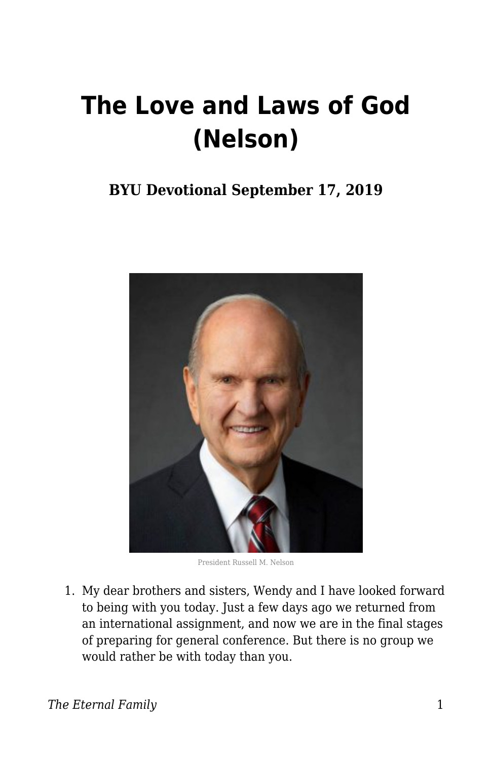# The Love and Laws of God (Nelson)

**BYU Devotional September 17, 2019**

President Russell M. Nelson

1. My dear brothers and sisters, Wendy and I have looked forward to being with you today. Just a few days ago we returned from an international assignment, and now we are in the final stages of preparing for general conference. But there is no group we would rather be with today than you.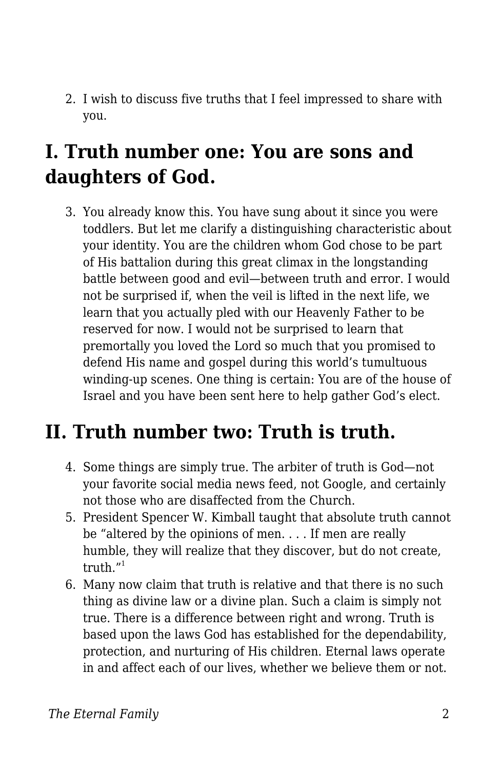2. I wish to discuss five truths that I feel impressed to share with you.

## I. Truth number one: You are sons and daughters of God.

3. You already know this. You have sung about it since you were toddlers. But let me clarify a distinguishing characteristic about your identity. You are the children whom God chose to be part of His battalion during this great climax in the longstanding battle between good and evil—between truth and error. I would not be surprised if, when the veil is lifted in the next life, we learn that you actually pled with our Heavenly Father to be reserved for now. I would not be surprised to learn that premortally you loved the Lord so much that you promised to defend His name and gospel during this world's tumultuous winding-up scenes. One thing is certain: You are of the house of Israel and you have been sent here to help gather God's elect.

## II. Truth number two: Truth is truth.

4. Some things are simply true. The arbiter of truth is God—not your favorite social media news feed, not Google, and certainly not those who are disaffected from the Church.
5. President Spencer W. Kimball taught that absolute truth cannot be "altered by the opinions of men. . . . If men are really humble, they will realize that they discover, but do not create, truth."[1]
6. Many now claim that truth is relative and that there is no such thing as divine law or a divine plan. Such a claim is simply not true. There is a difference between right and wrong. Truth is based upon the laws God has established for the dependability, protection, and nurturing of His children. Eternal laws operate in and affect each of our lives, whether we believe them or not.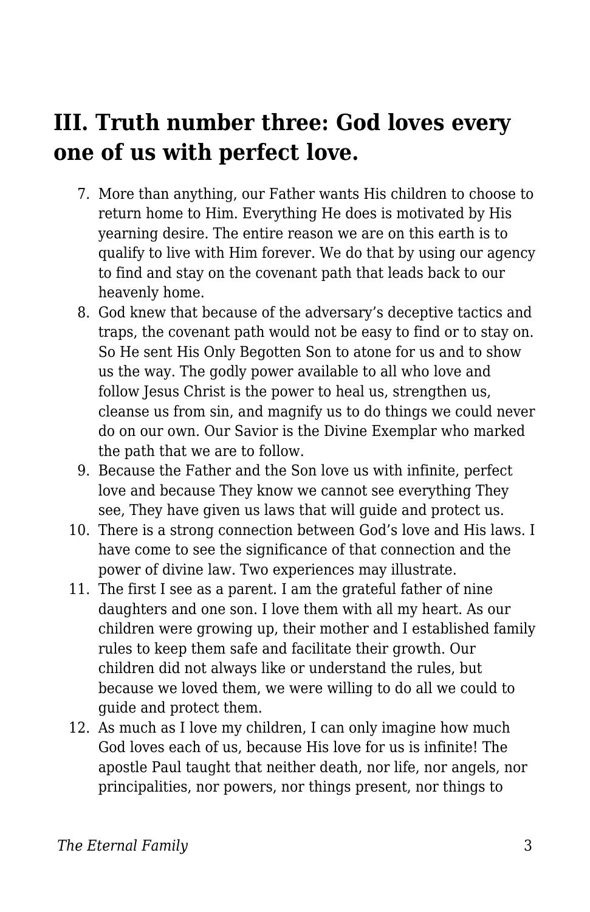## III. Truth number three: God loves every one of us with perfect love.

7. More than anything, our Father wants His children to choose to return home to Him. Everything He does is motivated by His yearning desire. The entire reason we are on this earth is to qualify to live with Him forever. We do that by using our agency to find and stay on the covenant path that leads back to our heavenly home.
8. God knew that because of the adversary's deceptive tactics and traps, the covenant path would not be easy to find or to stay on. So He sent His Only Begotten Son to atone for us and to show us the way. The godly power available to all who love and follow Jesus Christ is the power to heal us, strengthen us, cleanse us from sin, and magnify us to do things we could never do on our own. Our Savior is the Divine Exemplar who marked the path that we are to follow.
9. Because the Father and the Son love us with infinite, perfect love and because They know we cannot see everything They see, They have given us laws that will guide and protect us.
10. There is a strong connection between God's love and His laws. I have come to see the significance of that connection and the power of divine law. Two experiences may illustrate.
11. The first I see as a parent. I am the grateful father of nine daughters and one son. I love them with all my heart. As our children were growing up, their mother and I established family rules to keep them safe and facilitate their growth. Our children did not always like or understand the rules, but because we loved them, we were willing to do all we could to guide and protect them.
12. As much as I love my children, I can only imagine how much God loves each of us, because His love for us is infinite! The apostle Paul taught that neither death, nor life, nor angels, nor principalities, nor powers, nor things present, nor things to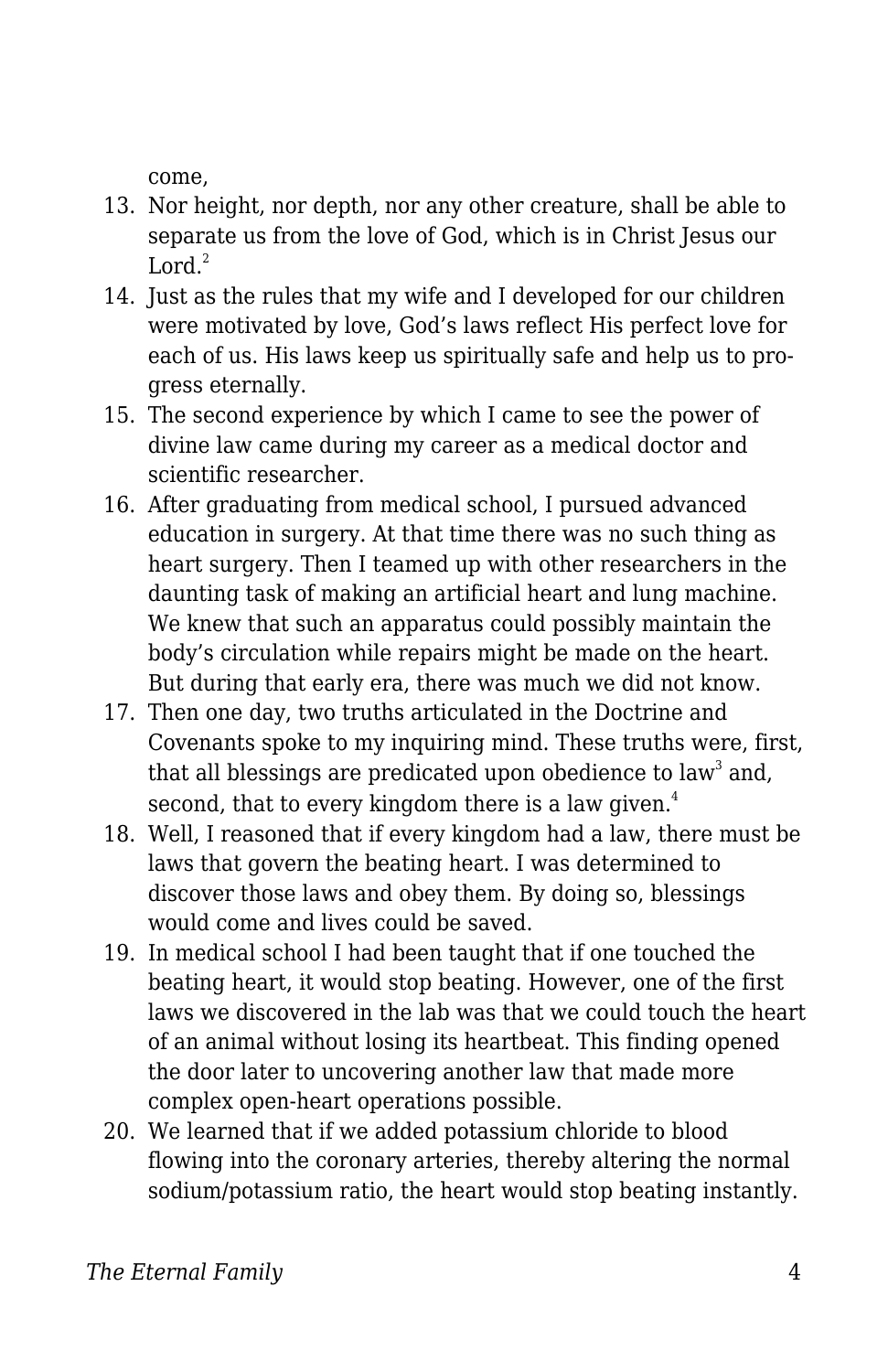come,

13. Nor height, nor depth, nor any other creature, shall be able to separate us from the love of God, which is in Christ Jesus our Lord.[2]
14. Just as the rules that my wife and I developed for our children were motivated by love, God's laws reflect His perfect love for each of us. His laws keep us spiritually safe and help us to progress eternally.
15. The second experience by which I came to see the power of divine law came during my career as a medical doctor and scientific researcher.
16. After graduating from medical school, I pursued advanced education in surgery. At that time there was no such thing as heart surgery. Then I teamed up with other researchers in the daunting task of making an artificial heart and lung machine. We knew that such an apparatus could possibly maintain the body's circulation while repairs might be made on the heart. But during that early era, there was much we did not know.
17. Then one day, two truths articulated in the Doctrine and Covenants spoke to my inquiring mind. These truths were, first, that all blessings are predicated upon obedience to law[3] and, second, that to every kingdom there is a law given.[4]
18. Well, I reasoned that if every kingdom had a law, there must be laws that govern the beating heart. I was determined to discover those laws and obey them. By doing so, blessings would come and lives could be saved.
19. In medical school I had been taught that if one touched the beating heart, it would stop beating. However, one of the first laws we discovered in the lab was that we could touch the heart of an animal without losing its heartbeat. This finding opened the door later to uncovering another law that made more complex open-heart operations possible.
20. We learned that if we added potassium chloride to blood flowing into the coronary arteries, thereby altering the normal sodium/potassium ratio, the heart would stop beating instantly.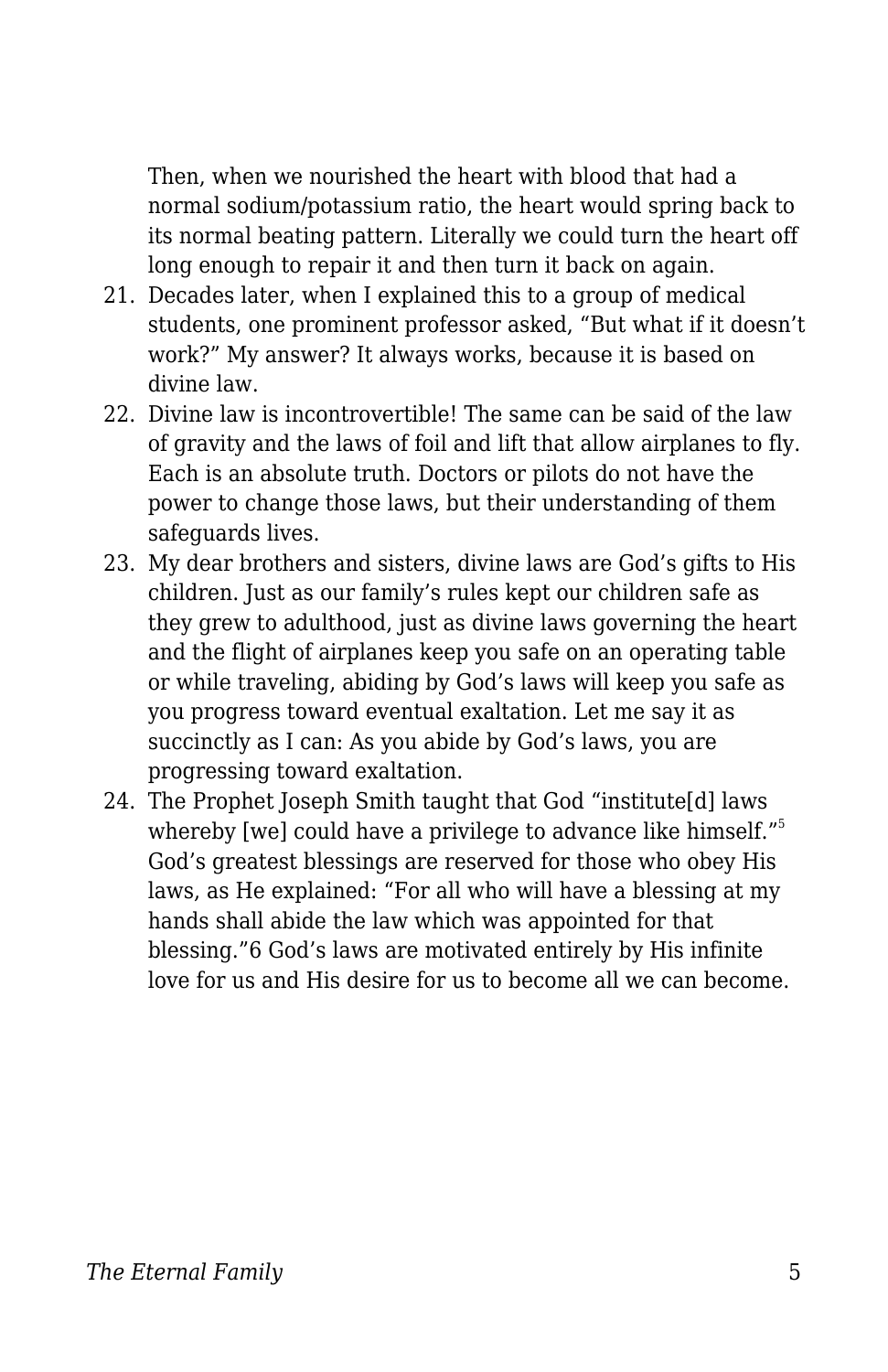Then, when we nourished the heart with blood that had a normal sodium/potassium ratio, the heart would spring back to its normal beating pattern. Literally we could turn the heart off long enough to repair it and then turn it back on again.

21. Decades later, when I explained this to a group of medical students, one prominent professor asked, “But what if it doesn’t work?” My answer? It always works, because it is based on divine law.
22. Divine law is incontrovertible! The same can be said of the law of gravity and the laws of foil and lift that allow airplanes to fly. Each is an absolute truth. Doctors or pilots do not have the power to change those laws, but their understanding of them safeguards lives.
23. My dear brothers and sisters, divine laws are God’s gifts to His children. Just as our family’s rules kept our children safe as they grew to adulthood, just as divine laws governing the heart and the flight of airplanes keep you safe on an operating table or while traveling, abiding by God’s laws will keep you safe as you progress toward eventual exaltation. Let me say it as succinctly as I can: As you abide by God’s laws, you are progressing toward exaltation.
24. The Prophet Joseph Smith taught that God “institute[d] laws whereby [we] could have a privilege to advance like himself.”[5] God’s greatest blessings are reserved for those who obey His laws, as He explained: “For all who will have a blessing at my hands shall abide the law which was appointed for that blessing.”6 God’s laws are motivated entirely by His infinite love for us and His desire for us to become all we can become.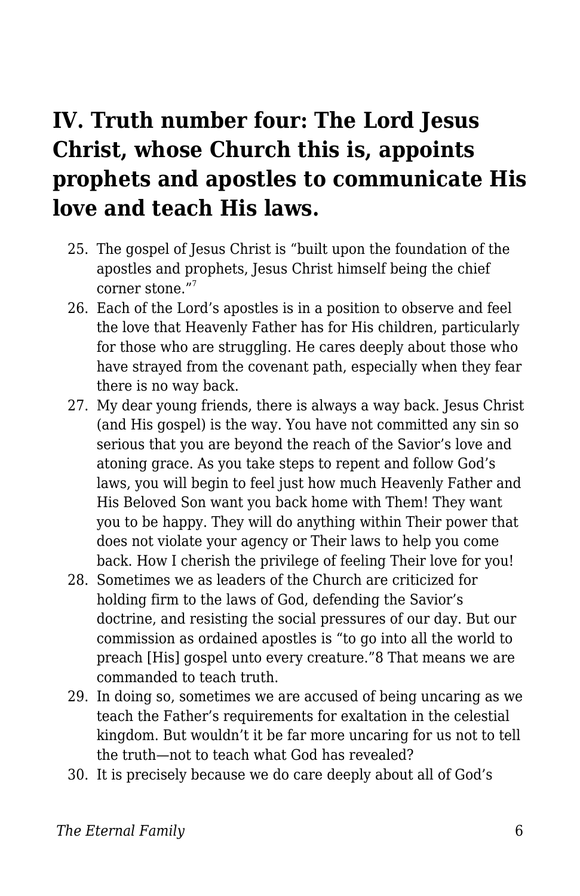## IV. Truth number four: The Lord Jesus Christ, whose Church this is, appoints prophets and apostles to communicate His love and teach His laws.

25. The gospel of Jesus Christ is "built upon the foundation of the apostles and prophets, Jesus Christ himself being the chief corner stone."[7]
26. Each of the Lord's apostles is in a position to observe and feel the love that Heavenly Father has for His children, particularly for those who are struggling. He cares deeply about those who have strayed from the covenant path, especially when they fear there is no way back.
27. My dear young friends, there is always a way back. Jesus Christ (and His gospel) is the way. You have not committed any sin so serious that you are beyond the reach of the Savior's love and atoning grace. As you take steps to repent and follow God's laws, you will begin to feel just how much Heavenly Father and His Beloved Son want you back home with Them! They want you to be happy. They will do anything within Their power that does not violate your agency or Their laws to help you come back. How I cherish the privilege of feeling Their love for you!
28. Sometimes we as leaders of the Church are criticized for holding firm to the laws of God, defending the Savior's doctrine, and resisting the social pressures of our day. But our commission as ordained apostles is "to go into all the world to preach [His] gospel unto every creature."8 That means we are commanded to teach truth.
29. In doing so, sometimes we are accused of being uncaring as we teach the Father's requirements for exaltation in the celestial kingdom. But wouldn't it be far more uncaring for us not to tell the truth—not to teach what God has revealed?
30. It is precisely because we do care deeply about all of God's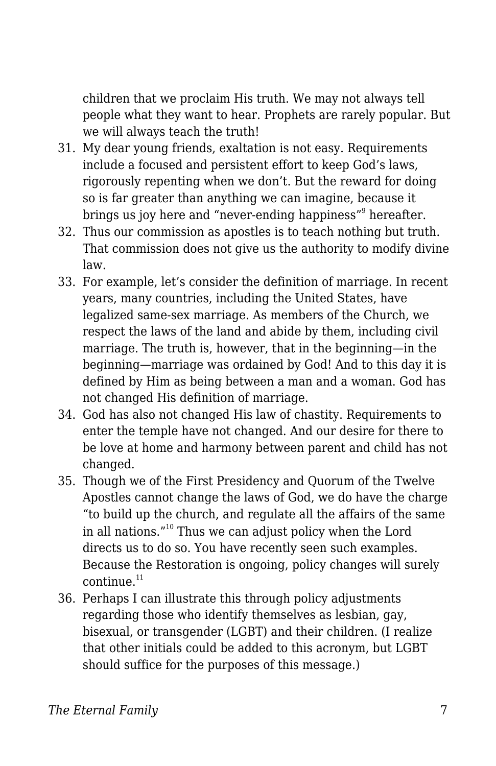children that we proclaim His truth. We may not always tell people what they want to hear. Prophets are rarely popular. But we will always teach the truth!

31. My dear young friends, exaltation is not easy. Requirements include a focused and persistent effort to keep God's laws, rigorously repenting when we don't. But the reward for doing so is far greater than anything we can imagine, because it brings us joy here and "never-ending happiness"[9] hereafter.
32. Thus our commission as apostles is to teach nothing but truth. That commission does not give us the authority to modify divine law.
33. For example, let's consider the definition of marriage. In recent years, many countries, including the United States, have legalized same-sex marriage. As members of the Church, we respect the laws of the land and abide by them, including civil marriage. The truth is, however, that in the beginning—in the beginning—marriage was ordained by God! And to this day it is defined by Him as being between a man and a woman. God has not changed His definition of marriage.
34. God has also not changed His law of chastity. Requirements to enter the temple have not changed. And our desire for there to be love at home and harmony between parent and child has not changed.
35. Though we of the First Presidency and Quorum of the Twelve Apostles cannot change the laws of God, we do have the charge "to build up the church, and regulate all the affairs of the same in all nations."[10] Thus we can adjust policy when the Lord directs us to do so. You have recently seen such examples. Because the Restoration is ongoing, policy changes will surely continue.[11]
36. Perhaps I can illustrate this through policy adjustments regarding those who identify themselves as lesbian, gay, bisexual, or transgender (LGBT) and their children. (I realize that other initials could be added to this acronym, but LGBT should suffice for the purposes of this message.)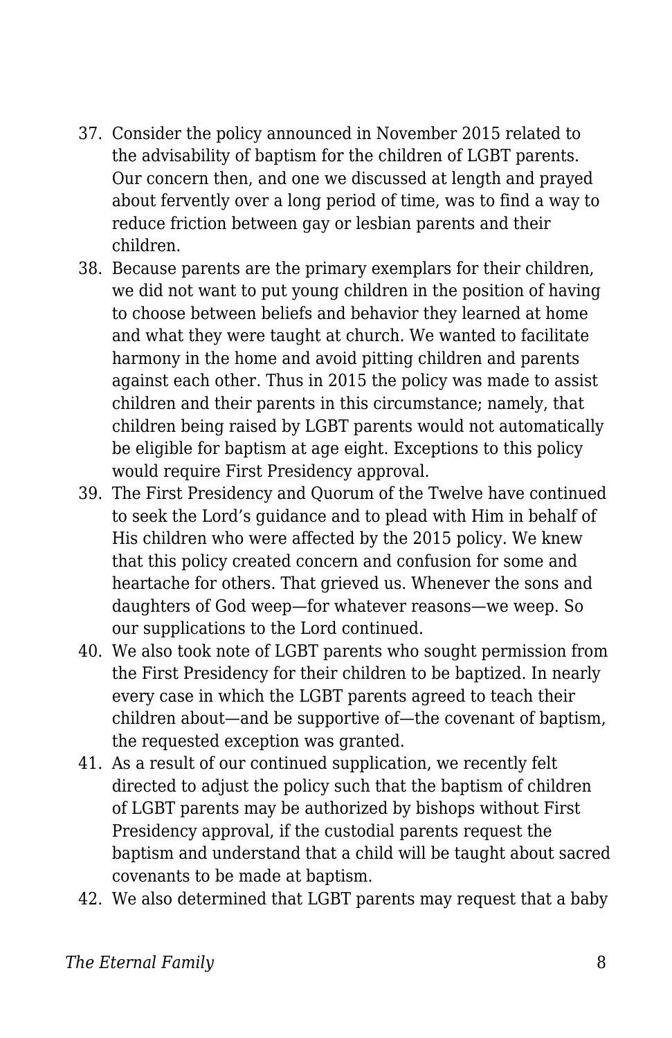37. Consider the policy announced in November 2015 related to the advisability of baptism for the children of LGBT parents. Our concern then, and one we discussed at length and prayed about fervently over a long period of time, was to find a way to reduce friction between gay or lesbian parents and their children.
38. Because parents are the primary exemplars for their children, we did not want to put young children in the position of having to choose between beliefs and behavior they learned at home and what they were taught at church. We wanted to facilitate harmony in the home and avoid pitting children and parents against each other. Thus in 2015 the policy was made to assist children and their parents in this circumstance; namely, that children being raised by LGBT parents would not automatically be eligible for baptism at age eight. Exceptions to this policy would require First Presidency approval.
39. The First Presidency and Quorum of the Twelve have continued to seek the Lord's guidance and to plead with Him in behalf of His children who were affected by the 2015 policy. We knew that this policy created concern and confusion for some and heartache for others. That grieved us. Whenever the sons and daughters of God weep—for whatever reasons—we weep. So our supplications to the Lord continued.
40. We also took note of LGBT parents who sought permission from the First Presidency for their children to be baptized. In nearly every case in which the LGBT parents agreed to teach their children about—and be supportive of—the covenant of baptism, the requested exception was granted.
41. As a result of our continued supplication, we recently felt directed to adjust the policy such that the baptism of children of LGBT parents may be authorized by bishops without First Presidency approval, if the custodial parents request the baptism and understand that a child will be taught about sacred covenants to be made at baptism.
42. We also determined that LGBT parents may request that a baby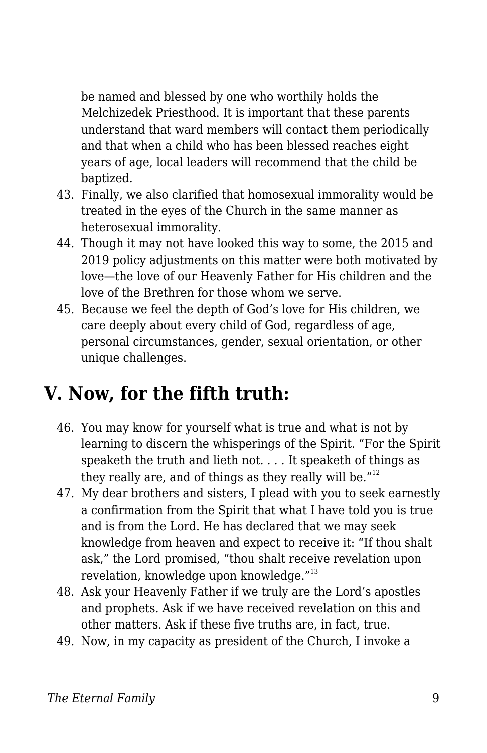be named and blessed by one who worthily holds the Melchizedek Priesthood. It is important that these parents understand that ward members will contact them periodically and that when a child who has been blessed reaches eight years of age, local leaders will recommend that the child be baptized.

43. Finally, we also clarified that homosexual immorality would be treated in the eyes of the Church in the same manner as heterosexual immorality.
44. Though it may not have looked this way to some, the 2015 and 2019 policy adjustments on this matter were both motivated by love—the love of our Heavenly Father for His children and the love of the Brethren for those whom we serve.
45. Because we feel the depth of God's love for His children, we care deeply about every child of God, regardless of age, personal circumstances, gender, sexual orientation, or other unique challenges.

## V. Now, for the fifth truth:

46. You may know for yourself what is true and what is not by learning to discern the whisperings of the Spirit. "For the Spirit speaketh the truth and lieth not. . . . It speaketh of things as they really are, and of things as they really will be."[12]
47. My dear brothers and sisters, I plead with you to seek earnestly a confirmation from the Spirit that what I have told you is true and is from the Lord. He has declared that we may seek knowledge from heaven and expect to receive it: "If thou shalt ask," the Lord promised, "thou shalt receive revelation upon revelation, knowledge upon knowledge."[13]
48. Ask your Heavenly Father if we truly are the Lord's apostles and prophets. Ask if we have received revelation on this and other matters. Ask if these five truths are, in fact, true.
49. Now, in my capacity as president of the Church, I invoke a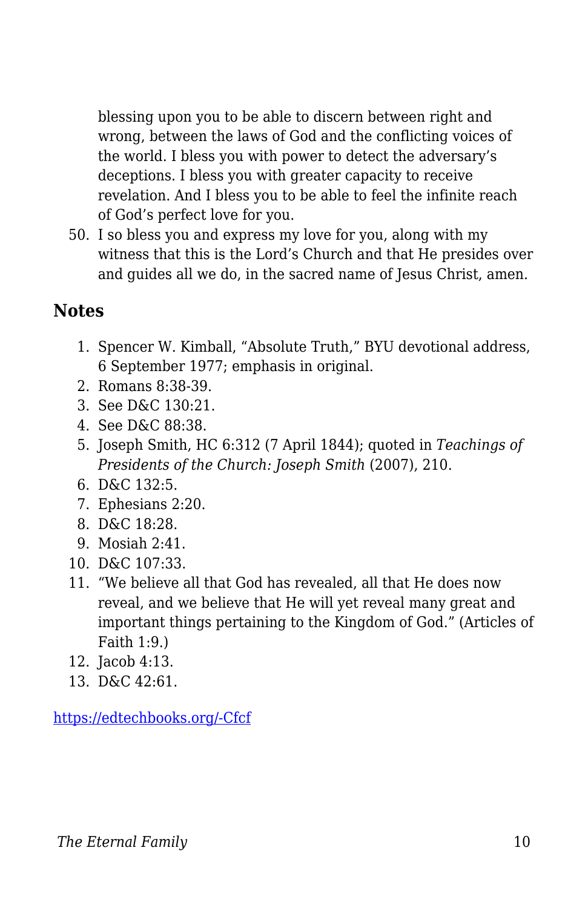blessing upon you to be able to discern between right and wrong, between the laws of God and the conflicting voices of the world. I bless you with power to detect the adversary's deceptions. I bless you with greater capacity to receive revelation. And I bless you to be able to feel the infinite reach of God's perfect love for you.

50. I so bless you and express my love for you, along with my witness that this is the Lord's Church and that He presides over and guides all we do, in the sacred name of Jesus Christ, amen.

## Notes

1. Spencer W. Kimball, "Absolute Truth," BYU devotional address, 6 September 1977; emphasis in original.
2. Romans 8:38-39.
3. See D&C 130:21.
4. See D&C 88:38.
5. Joseph Smith, HC 6:312 (7 April 1844); quoted in *Teachings of Presidents of the Church: Joseph Smith* (2007), 210.
6. D&C 132:5.
7. Ephesians 2:20.
8. D&C 18:28.
9. Mosiah 2:41.
10. D&C 107:33.
11. "We believe all that God has revealed, all that He does now reveal, and we believe that He will yet reveal many great and important things pertaining to the Kingdom of God." (Articles of Faith 1:9.)
12. Jacob 4:13.
13. D&C 42:61.

https://edtechbooks.org/-Cfcf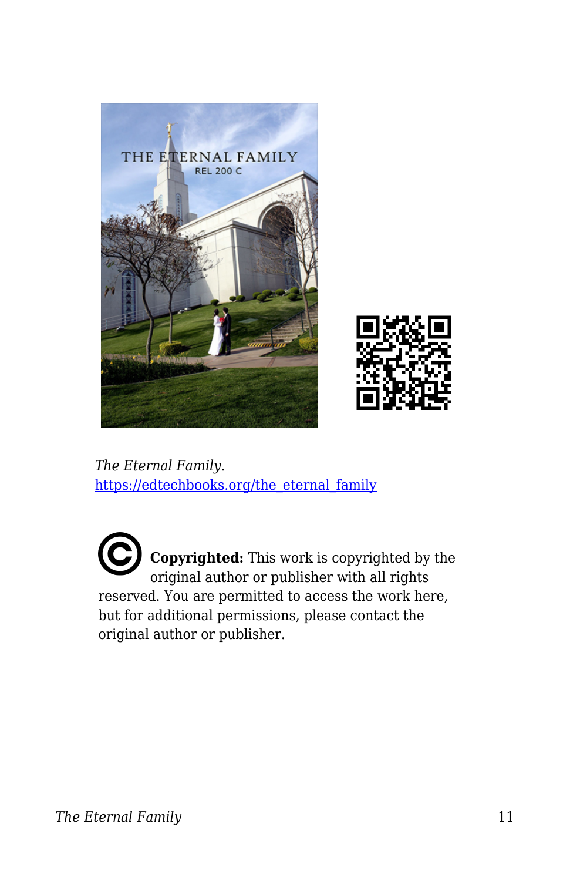*The Eternal Family.*
[https://edtechbooks.org/the_eternal_family](https://edtechbooks.org/the_eternal_family)

**Copyrighted:** This work is copyrighted by the original author or publisher with all rights reserved. You are permitted to access the work here, but for additional permissions, please contact the original author or publisher.